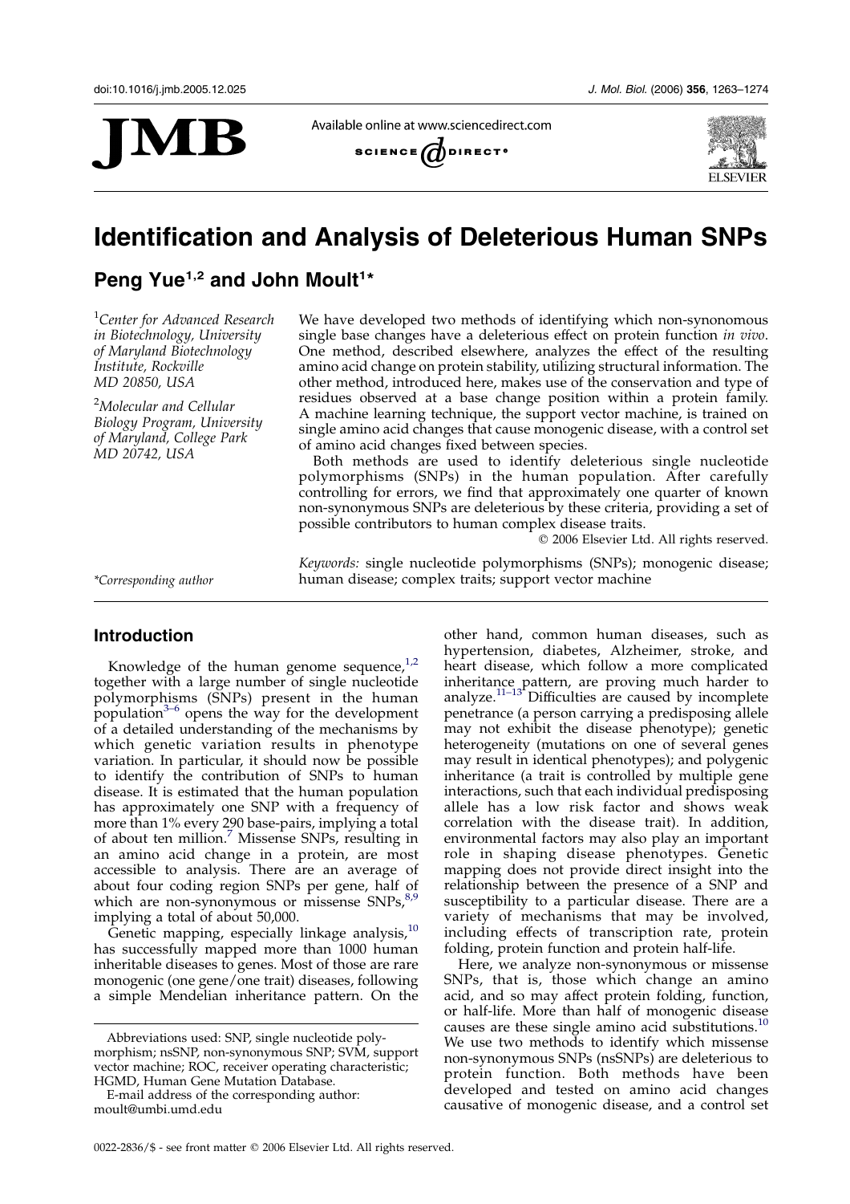# Identification and Analysis of Deleterious Human SNPs

**Peng Yue[1,2] and John Moult[1]***

[1]Center for Advanced Research in Biotechnology, University of Maryland Biotechnology Institute, Rockville MD 20850, USA

[2]Molecular and Cellular Biology Program, University of Maryland, College Park MD 20742, USA

*Corresponding author

We have developed two methods of identifying which non-synonomous single base changes have a deleterious effect on protein function *in vivo*. One method, described elsewhere, analyzes the effect of the resulting amino acid change on protein stability, utilizing structural information. The other method, introduced here, makes use of the conservation and type of residues observed at a base change position within a protein family. A machine learning technique, the support vector machine, is trained on single amino acid changes that cause monogenic disease, with a control set of amino acid changes fixed between species.

Both methods are used to identify deleterious single nucleotide polymorphisms (SNPs) in the human population. After carefully controlling for errors, we find that approximately one quarter of known non-synonymous SNPs are deleterious by these criteria, providing a set of possible contributors to human complex disease traits.

© 2006 Elsevier Ltd. All rights reserved.

*Keywords:* single nucleotide polymorphisms (SNPs); monogenic disease; human disease; complex traits; support vector machine

## Introduction

Knowledge of the human genome sequence,[1,2] together with a large number of single nucleotide polymorphisms (SNPs) present in the human population[3–6] opens the way for the development of a detailed understanding of the mechanisms by which genetic variation results in phenotype variation. In particular, it should now be possible to identify the contribution of SNPs to human disease. It is estimated that the human population has approximately one SNP with a frequency of more than 1% every 290 base-pairs, implying a total of about ten million.[7] Missense SNPs, resulting in an amino acid change in a protein, are most accessible to analysis. There are an average of about four coding region SNPs per gene, half of which are non-synonymous or missense SNPs,[8,9] implying a total of about 50,000.

Genetic mapping, especially linkage analysis,[10] has successfully mapped more than 1000 human inheritable diseases to genes. Most of those are rare monogenic (one gene/one trait) diseases, following a simple Mendelian inheritance pattern. On the other hand, common human diseases, such as hypertension, diabetes, Alzheimer, stroke, and heart disease, which follow a more complicated inheritance pattern, are proving much harder to analyze.[11–13] Difficulties are caused by incomplete penetrance (a person carrying a predisposing allele may not exhibit the disease phenotype); genetic heterogeneity (mutations on one of several genes may result in identical phenotypes); and polygenic inheritance (a trait is controlled by multiple gene interactions, such that each individual predisposing allele has a low risk factor and shows weak correlation with the disease trait). In addition, environmental factors may also play an important role in shaping disease phenotypes. Genetic mapping does not provide direct insight into the relationship between the presence of a SNP and susceptibility to a particular disease. There are a variety of mechanisms that may be involved, including effects of transcription rate, protein folding, protein function and protein half-life.

Here, we analyze non-synonymous or missense SNPs, that is, those which change an amino acid, and so may affect protein folding, function, or half-life. More than half of monogenic disease causes are these single amino acid substitutions.[10] We use two methods to identify which missense non-synonymous SNPs (nsSNPs) are deleterious to protein function. Both methods have been developed and tested on amino acid changes causative of monogenic disease, and a control set

Abbreviations used: SNP, single nucleotide polymorphism; nsSNP, non-synonymous SNP; SVM, support vector machine; ROC, receiver operating characteristic; HGMD, Human Gene Mutation Database.

E-mail address of the corresponding author: moult@umbi.umd.edu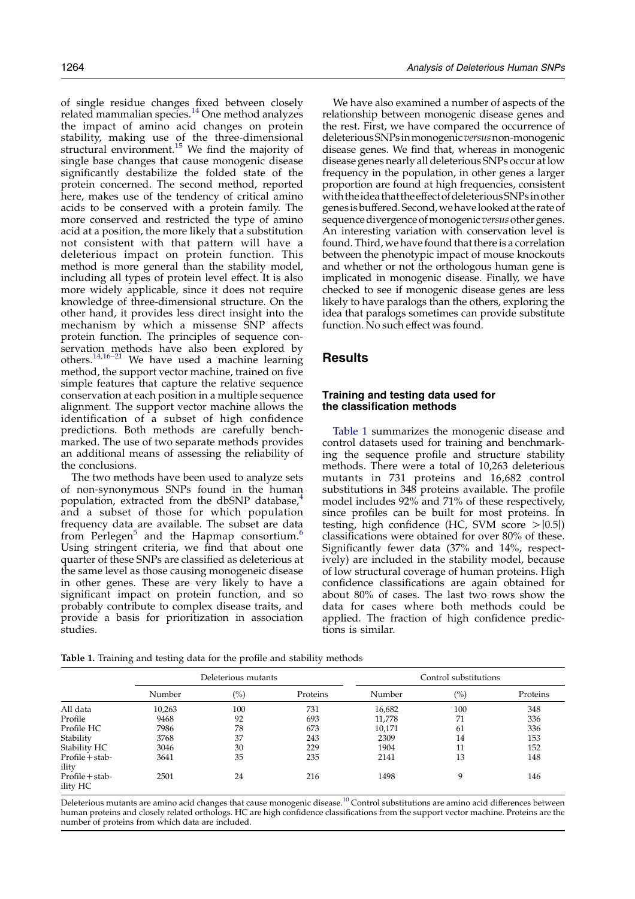of single residue changes fixed between closely related mammalian species.[14] One method analyzes the impact of amino acid changes on protein stability, making use of the three-dimensional structural environment.[15] We find the majority of single base changes that cause monogenic disease significantly destabilize the folded state of the protein concerned. The second method, reported here, makes use of the tendency of critical amino acids to be conserved with a protein family. The more conserved and restricted the type of amino acid at a position, the more likely that a substitution not consistent with that pattern will have a deleterious impact on protein function. This method is more general than the stability model, including all types of protein level effect. It is also more widely applicable, since it does not require knowledge of three-dimensional structure. On the other hand, it provides less direct insight into the mechanism by which a missense SNP affects protein function. The principles of sequence conservation methods have also been explored by others.[14,16–21] We have used a machine learning method, the support vector machine, trained on five simple features that capture the relative sequence conservation at each position in a multiple sequence alignment. The support vector machine allows the identification of a subset of high confidence predictions. Both methods are carefully benchmarked. The use of two separate methods provides an additional means of assessing the reliability of the conclusions.

The two methods have been used to analyze sets of non-synonymous SNPs found in the human population, extracted from the dbSNP database,[4] and a subset of those for which population frequency data are available. The subset are data from Perlegen[5] and the Hapmap consortium.[6] Using stringent criteria, we find that about one quarter of these SNPs are classified as deleterious at the same level as those causing monogeneic disease in other genes. These are very likely to have a significant impact on protein function, and so probably contribute to complex disease traits, and provide a basis for prioritization in association studies.

We have also examined a number of aspects of the relationship between monogenic disease genes and the rest. First, we have compared the occurrence of deleterious SNPs in monogenic *versus* non-monogenic disease genes. We find that, whereas in monogenic disease genes nearly all deleterious SNPs occur at low frequency in the population, in other genes a larger proportion are found at high frequencies, consistent with the idea that the effect of deleterious SNPs in other genes is buffered. Second, we have looked at the rate of sequence divergence of monogenic *versus* other genes. An interesting variation with conservation level is found. Third, we have found that there is a correlation between the phenotypic impact of mouse knockouts and whether or not the orthologous human gene is implicated in monogenic disease. Finally, we have checked to see if monogenic disease genes are less likely to have paralogs than the others, exploring the idea that paralogs sometimes can provide substitute function. No such effect was found.

## Results

### Training and testing data used for the classification methods

Table 1 summarizes the monogenic disease and control datasets used for training and benchmarking the sequence profile and structure stability methods. There were a total of 10,263 deleterious mutants in 731 proteins and 16,682 control substitutions in 348 proteins available. The profile model includes 92% and 71% of these respectively, since profiles can be built for most proteins. In testing, high confidence (HC, SVM score $>|0.5|$) classifications were obtained for over 80% of these. Significantly fewer data (37% and 14%, respectively) are included in the stability model, because of low structural coverage of human proteins. High confidence classifications are again obtained for about 80% of cases. The last two rows show the data for cases where both methods could be applied. The fraction of high confidence predictions is similar.

**Table 1.** Training and testing data for the profile and stability methods

| | Deleterious mutants | | | Control substitutions | | |
|---|---|---|---|---|---|---|
| | Number | (%) | Proteins | Number | (%) | Proteins |
| All data | 10,263 | 100 | 731 | 16,682 | 100 | 348 |
| Profile | 9468 | 92 | 693 | 11,778 | 71 | 336 |
| Profile HC | 7986 | 78 | 673 | 10,171 | 61 | 336 |
| Stability | 3768 | 37 | 243 | 2309 | 14 | 153 |
| Stability HC | 3046 | 30 | 229 | 1904 | 11 | 152 |
| Profile+stability | 3641 | 35 | 235 | 2141 | 13 | 148 |
| Profile+stability HC | 2501 | 24 | 216 | 1498 | 9 | 146 |

Deleterious mutants are amino acid changes that cause monogenic disease.[10] Control substitutions are amino acid differences between human proteins and closely related orthologs. HC are high confidence classifications from the support vector machine. Proteins are the number of proteins from which data are included.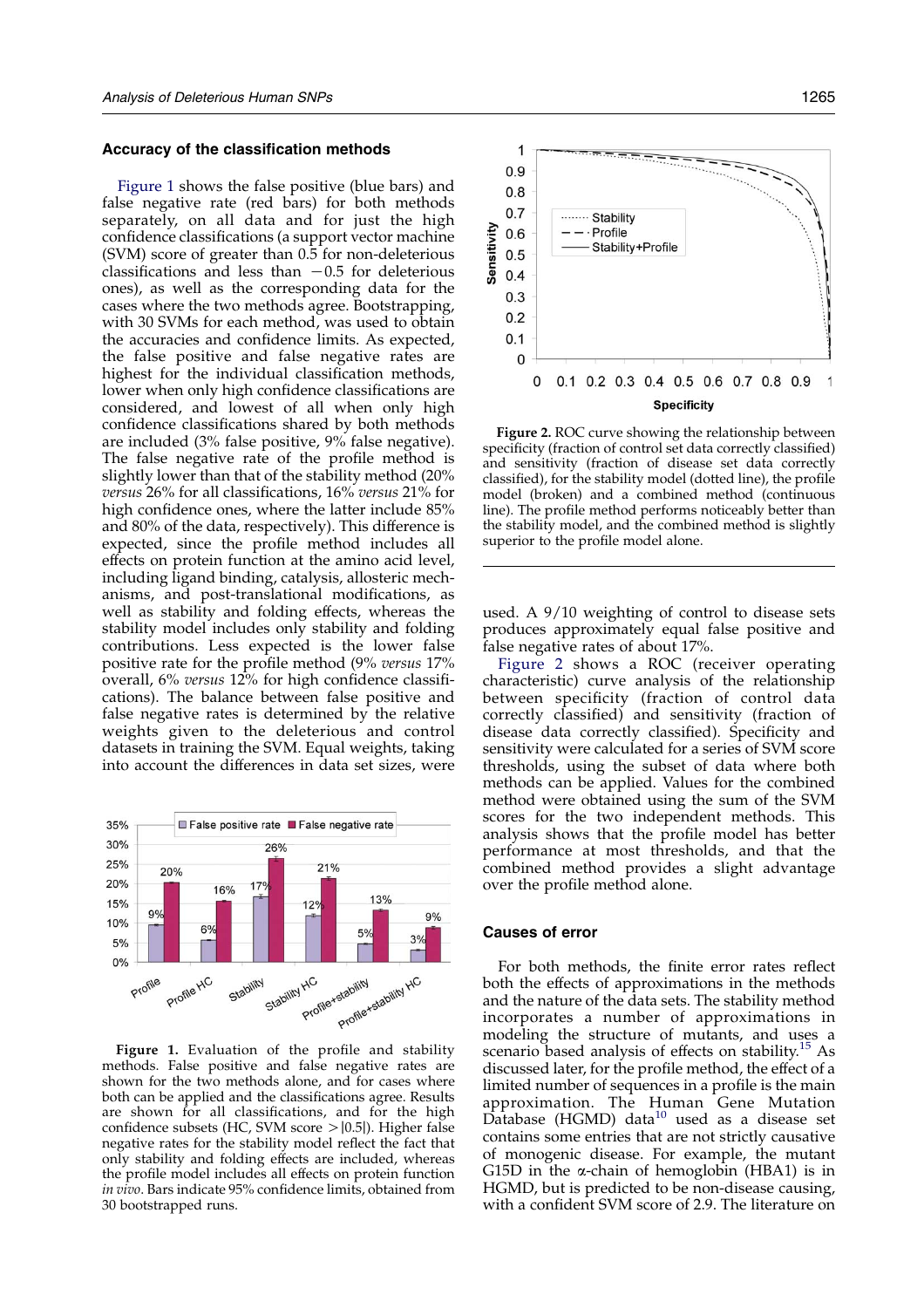### Accuracy of the classification methods

Figure 1 shows the false positive (blue bars) and false negative rate (red bars) for both methods separately, on all data and for just the high confidence classifications (a support vector machine (SVM) score of greater than 0.5 for non-deleterious classifications and less than −0.5 for deleterious ones), as well as the corresponding data for the cases where the two methods agree. Bootstrapping, with 30 SVMs for each method, was used to obtain the accuracies and confidence limits. As expected, the false positive and false negative rates are highest for the individual classification methods, lower when only high confidence classifications are considered, and lowest of all when only high confidence classifications shared by both methods are included (3% false positive, 9% false negative). The false negative rate of the profile method is slightly lower than that of the stability method (20% *versus* 26% for all classifications, 16% *versus* 21% for high confidence ones, where the latter include 85% and 80% of the data, respectively). This difference is expected, since the profile method includes all effects on protein function at the amino acid level, including ligand binding, catalysis, allosteric mechanisms, and post-translational modifications, as well as stability and folding effects, whereas the stability model includes only stability and folding contributions. Less expected is the lower false positive rate for the profile method (9% *versus* 17% overall, 6% *versus* 12% for high confidence classifications). The balance between false positive and false negative rates is determined by the relative weights given to the deleterious and control datasets in training the SVM. Equal weights, taking into account the differences in data set sizes, were used. A 9/10 weighting of control to disease sets produces approximately equal false positive and false negative rates of about 17%.

**Figure 1.** Evaluation of the profile and stability methods. False positive and false negative rates are shown for the two methods alone, and for cases where both can be applied and the classifications agree. Results are shown for all classifications, and for the high confidence subsets (HC, SVM score >|0.5|). Higher false negative rates for the stability model reflect the fact that only stability and folding effects are included, whereas the profile model includes all effects on protein function *in vivo*. Bars indicate 95% confidence limits, obtained from 30 bootstrapped runs.

**Figure 2.** ROC curve showing the relationship between specificity (fraction of control set data correctly classified) and sensitivity (fraction of disease set data correctly classified), for the stability model (dotted line), the profile model (broken) and a combined method (continuous line). The profile method performs noticeably better than the stability model, and the combined method is slightly superior to the profile model alone.

Figure 2 shows a ROC (receiver operating characteristic) curve analysis of the relationship between specificity (fraction of control data correctly classified) and sensitivity (fraction of disease data correctly classified). Specificity and sensitivity were calculated for a series of SVM score thresholds, using the subset of data where both methods can be applied. Values for the combined method were obtained using the sum of the SVM scores for the two independent methods. This analysis shows that the profile model has better performance at most thresholds, and that the combined method provides a slight advantage over the profile method alone.

### Causes of error

For both methods, the finite error rates reflect both the effects of approximations in the methods and the nature of the data sets. The stability method incorporates a number of approximations in modeling the structure of mutants, and uses a scenario based analysis of effects on stability.[15] As discussed later, for the profile method, the effect of a limited number of sequences in a profile is the main approximation. The Human Gene Mutation Database (HGMD) data[10] used as a disease set contains some entries that are not strictly causative of monogenic disease. For example, the mutant G15D in the α-chain of hemoglobin (HBA1) is in HGMD, but is predicted to be non-disease causing, with a confident SVM score of 2.9. The literature on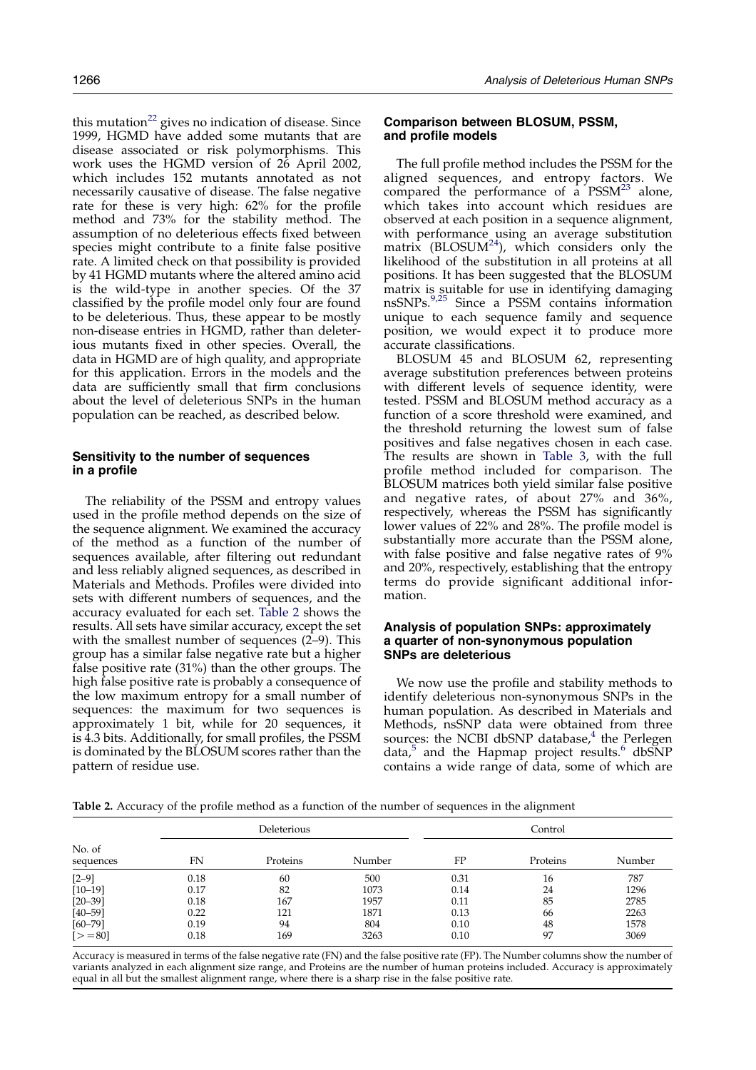this mutation[22] gives no indication of disease. Since 1999, HGMD have added some mutants that are disease associated or risk polymorphisms. This work uses the HGMD version of 26 April 2002, which includes 152 mutants annotated as not necessarily causative of disease. The false negative rate for these is very high: 62% for the profile method and 73% for the stability method. The assumption of no deleterious effects fixed between species might contribute to a finite false positive rate. A limited check on that possibility is provided by 41 HGMD mutants where the altered amino acid is the wild-type in another species. Of the 37 classified by the profile model only four are found to be deleterious. Thus, these appear to be mostly non-disease entries in HGMD, rather than deleterious mutants fixed in other species. Overall, the data in HGMD are of high quality, and appropriate for this application. Errors in the models and the data are sufficiently small that firm conclusions about the level of deleterious SNPs in the human population can be reached, as described below.

### Sensitivity to the number of sequences in a profile

The reliability of the PSSM and entropy values used in the profile method depends on the size of the sequence alignment. We examined the accuracy of the method as a function of the number of sequences available, after filtering out redundant and less reliably aligned sequences, as described in Materials and Methods. Profiles were divided into sets with different numbers of sequences, and the accuracy evaluated for each set. Table 2 shows the results. All sets have similar accuracy, except the set with the smallest number of sequences (2–9). This group has a similar false negative rate but a higher false positive rate (31%) than the other groups. The high false positive rate is probably a consequence of the low maximum entropy for a small number of sequences: the maximum for two sequences is approximately 1 bit, while for 20 sequences, it is 4.3 bits. Additionally, for small profiles, the PSSM is dominated by the BLOSUM scores rather than the pattern of residue use.

### Comparison between BLOSUM, PSSM, and profile models

The full profile method includes the PSSM for the aligned sequences, and entropy factors. We compared the performance of a PSSM[23] alone, which takes into account which residues are observed at each position in a sequence alignment, with performance using an average substitution matrix (BLOSUM[24]), which considers only the likelihood of the substitution in all proteins at all positions. It has been suggested that the BLOSUM matrix is suitable for use in identifying damaging nsSNPs.[9,25] Since a PSSM contains information unique to each sequence family and sequence position, we would expect it to produce more accurate classifications.

BLOSUM 45 and BLOSUM 62, representing average substitution preferences between proteins with different levels of sequence identity, were tested. PSSM and BLOSUM method accuracy as a function of a score threshold were examined, and the threshold returning the lowest sum of false positives and false negatives chosen in each case. The results are shown in Table 3, with the full profile method included for comparison. The BLOSUM matrices both yield similar false positive and negative rates, of about 27% and 36%, respectively, whereas the PSSM has significantly lower values of 22% and 28%. The profile model is substantially more accurate than the PSSM alone, with false positive and false negative rates of 9% and 20%, respectively, establishing that the entropy terms do provide significant additional information.

### Analysis of population SNPs: approximately a quarter of non-synonymous population SNPs are deleterious

We now use the profile and stability methods to identify deleterious non-synonymous SNPs in the human population. As described in Materials and Methods, nsSNP data were obtained from three sources: the NCBI dbSNP database,[4] the Perlegen data,[5] and the Hapmap project results.[6] dbSNP contains a wide range of data, some of which are

**Table 2.** Accuracy of the profile method as a function of the number of sequences in the alignment

| No. of sequences | Deleterious | | | Control | | |
|---|---|---|---|---|---|---|
| | FN | Proteins | Number | FP | Proteins | Number |
| [2–9] | 0.18 | 60 | 500 | 0.31 | 16 | 787 |
| [10–19] | 0.17 | 82 | 1073 | 0.14 | 24 | 1296 |
| [20–39] | 0.18 | 167 | 1957 | 0.11 | 85 | 2785 |
| [40–59] | 0.22 | 121 | 1871 | 0.13 | 66 | 2263 |
| [60–79] | 0.19 | 94 | 804 | 0.10 | 48 | 1578 |
| [>=80] | 0.18 | 169 | 3263 | 0.10 | 97 | 3069 |

Accuracy is measured in terms of the false negative rate (FN) and the false positive rate (FP). The Number columns show the number of variants analyzed in each alignment size range, and Proteins are the number of human proteins included. Accuracy is approximately equal in all but the smallest alignment range, where there is a sharp rise in the false positive rate.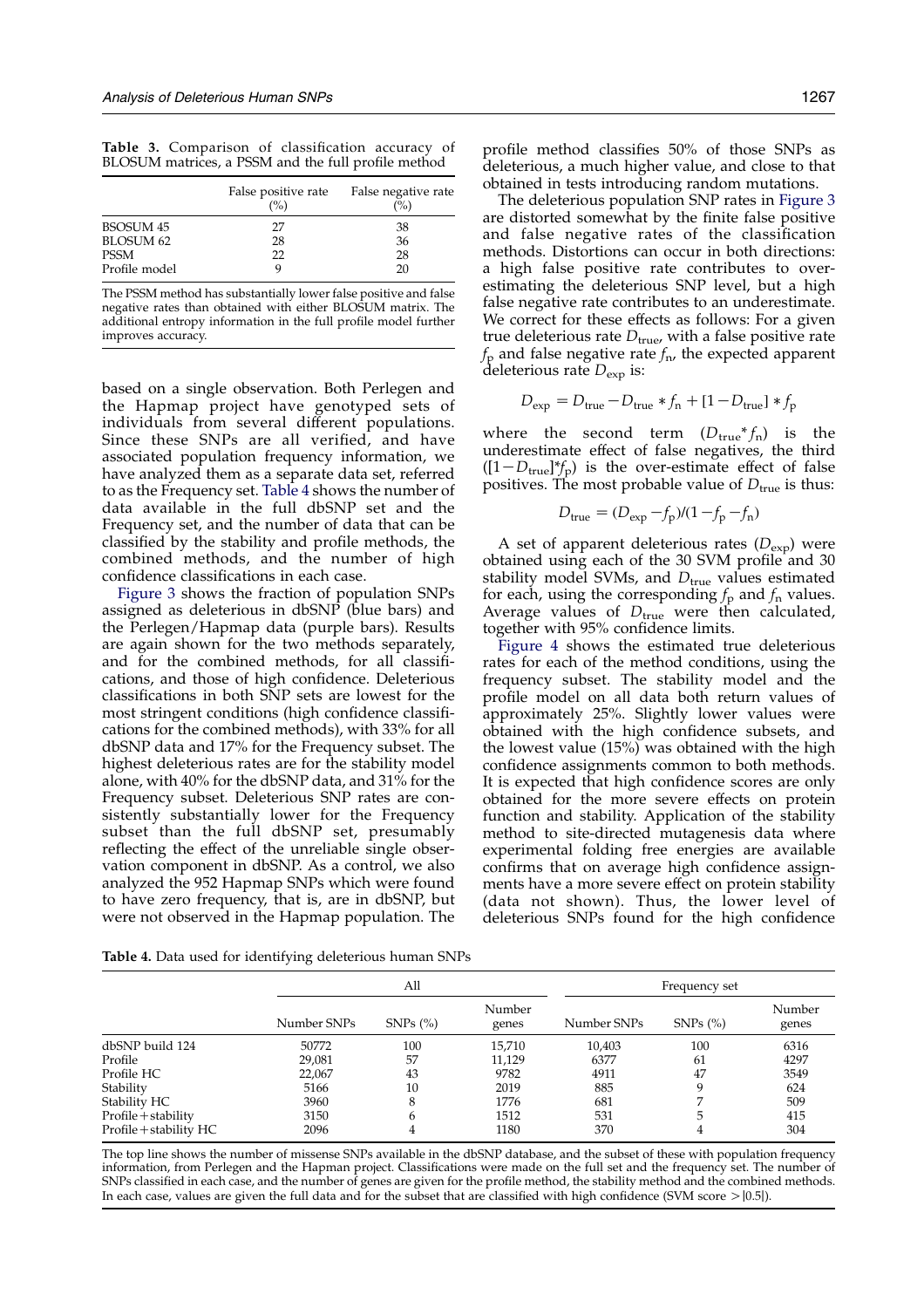**Table 3.** Comparison of classification accuracy of BLOSUM matrices, a PSSM and the full profile method

| | False positive rate (%) | False negative rate (%) |
|---|---|---|
| BSOSUM 45 | 27 | 38 |
| BLOSUM 62 | 28 | 36 |
| PSSM | 22 | 28 |
| Profile model | 9 | 20 |

The PSSM method has substantially lower false positive and false negative rates than obtained with either BLOSUM matrix. The additional entropy information in the full profile model further improves accuracy.

based on a single observation. Both Perlegen and the Hapmap project have genotyped sets of individuals from several different populations. Since these SNPs are all verified, and have associated population frequency information, we have analyzed them as a separate data set, referred to as the Frequency set. Table 4 shows the number of data available in the full dbSNP set and the Frequency set, and the number of data that can be classified by the stability and profile methods, the combined methods, and the number of high confidence classifications in each case.

Figure 3 shows the fraction of population SNPs assigned as deleterious in dbSNP (blue bars) and the Perlegen/Hapmap data (purple bars). Results are again shown for the two methods separately, and for the combined methods, for all classifications, and those of high confidence. Deleterious classifications in both SNP sets are lowest for the most stringent conditions (high confidence classifications for the combined methods), with 33% for all dbSNP data and 17% for the Frequency subset. The highest deleterious rates are for the stability model alone, with 40% for the dbSNP data, and 31% for the Frequency subset. Deleterious SNP rates are consistently substantially lower for the Frequency subset than the full dbSNP set, presumably reflecting the effect of the unreliable single observation component in dbSNP. As a control, we also analyzed the 952 Hapmap SNPs which were found to have zero frequency, that is, are in dbSNP, but were not observed in the Hapmap population. The profile method classifies 50% of those SNPs as deleterious, a much higher value, and close to that obtained in tests introducing random mutations.

The deleterious population SNP rates in Figure 3 are distorted somewhat by the finite false positive and false negative rates of the classification methods. Distortions can occur in both directions: a high false positive rate contributes to overestimating the deleterious SNP level, but a high false negative rate contributes to an underestimate. We correct for these effects as follows: For a given true deleterious rate $D_{\text{true}}$, with a false positive rate $f_{\text{p}}$ and false negative rate $f_{\text{n}}$, the expected apparent deleterious rate $D_{\text{exp}}$ is:

$$D_{\text{exp}} = D_{\text{true}} - D_{\text{true}} * f_{\text{n}} + [1 - D_{\text{true}}] * f_{\text{p}}$$

where the second term ($D_{\text{true}} * f_{\text{n}}$) is the underestimate effect of false negatives, the third ($[1-D_{\text{true}}] * f_{\text{p}}$) is the over-estimate effect of false positives. The most probable value of $D_{\text{true}}$ is thus:

$$D_{\text{true}} = (D_{\text{exp}} - f_{\text{p}})/(1 - f_{\text{p}} - f_{\text{n}})$$

A set of apparent deleterious rates ($D_{\text{exp}}$) were obtained using each of the 30 SVM profile and 30 stability model SVMs, and $D_{\text{true}}$ values estimated for each, using the corresponding $f_{\text{p}}$ and $f_{\text{n}}$ values. Average values of $D_{\text{true}}$ were then calculated, together with 95% confidence limits.

Figure 4 shows the estimated true deleterious rates for each of the method conditions, using the frequency subset. The stability model and the profile model on all data both return values of approximately 25%. Slightly lower values were obtained with the high confidence subsets, and the lowest value (15%) was obtained with the high confidence assignments common to both methods. It is expected that high confidence scores are only obtained for the more severe effects on protein function and stability. Application of the stability method to site-directed mutagenesis data where experimental folding free energies are available confirms that on average high confidence assignments have a more severe effect on protein stability (data not shown). Thus, the lower level of deleterious SNPs found for the high confidence

**Table 4.** Data used for identifying deleterious human SNPs

| | All | | | Frequency set | | |
|---|---|---|---|---|---|---|
| | Number SNPs | SNPs (%) | Number genes | Number SNPs | SNPs (%) | Number genes |
| dbSNP build 124 | 50772 | 100 | 15,710 | 10,403 | 100 | 6316 |
| Profile | 29,081 | 57 | 11,129 | 6377 | 61 | 4297 |
| Profile HC | 22,067 | 43 | 9782 | 4911 | 47 | 3549 |
| Stability | 5166 | 10 | 2019 | 885 | 9 | 624 |
| Stability HC | 3960 | 8 | 1776 | 681 | 7 | 509 |
| Profile+stability | 3150 | 6 | 1512 | 531 | 5 | 415 |
| Profile+stability HC | 2096 | 4 | 1180 | 370 | 4 | 304 |

The top line shows the number of missense SNPs available in the dbSNP database, and the subset of these with population frequency information, from Perlegen and the Hapman project. Classifications were made on the full set and the frequency set. The number of SNPs classified in each case, and the number of genes are given for the profile method, the stability method and the combined methods. In each case, values are given the full data and for the subset that are classified with high confidence (SVM score $>|0.5|$).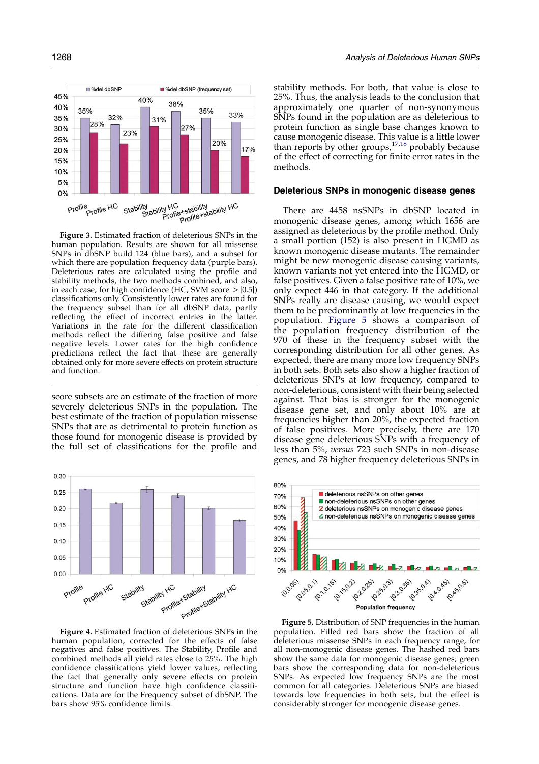**Figure 3.** Estimated fraction of deleterious SNPs in the human population. Results are shown for all missense SNPs in dbSNP build 124 (blue bars), and a subset for which there are population frequency data (purple bars). Deleterious rates are calculated using the profile and stability methods, the two methods combined, and also, in each case, for high confidence (HC, SVM score > |0.5|) classifications only. Consistently lower rates are found for the frequency subset than for all dbSNP data, partly reflecting the effect of incorrect entries in the latter. Variations in the rate for the different classification methods reflect the differing false positive and false negative levels. Lower rates for the high confidence predictions reflect the fact that these are generally obtained only for more severe effects on protein structure and function.

score subsets are an estimate of the fraction of more severely deleterious SNPs in the population. The best estimate of the fraction of population missense SNPs that are as detrimental to protein function as those found for monogenic disease is provided by the full set of classifications for the profile and stability methods. For both, that value is close to 25%. Thus, the analysis leads to the conclusion that approximately one quarter of non-synonymous SNPs found in the population are as deleterious to protein function as single base changes known to cause monogenic disease. This value is a little lower than reports by other groups,[17,18] probably because of the effect of correcting for finite error rates in the methods.

**Figure 4.** Estimated fraction of deleterious SNPs in the human population, corrected for the effects of false negatives and false positives. The Stability, Profile and combined methods all yield rates close to 25%. The high confidence classifications yield lower values, reflecting the fact that generally only severe effects on protein structure and function have high confidence classifications. Data are for the Frequency subset of dbSNP. The bars show 95% confidence limits.

### Deleterious SNPs in monogenic disease genes

There are 4458 nsSNPs in dbSNP located in monogenic disease genes, among which 1656 are assigned as deleterious by the profile method. Only a small portion (152) is also present in HGMD as known monogenic disease mutants. The remainder might be new monogenic disease causing variants, known variants not yet entered into the HGMD, or false positives. Given a false positive rate of 10%, we only expect 446 in that category. If the additional SNPs really are disease causing, we would expect them to be predominantly at low frequencies in the population. Figure 5 shows a comparison of the population frequency distribution of the 970 of these in the frequency subset with the corresponding distribution for all other genes. As expected, there are many more low frequency SNPs in both sets. Both sets also show a higher fraction of deleterious SNPs at low frequency, compared to non-deleterious, consistent with their being selected against. That bias is stronger for the monogenic disease gene set, and only about 10% are at frequencies higher than 20%, the expected fraction of false positives. More precisely, there are 170 disease gene deleterious SNPs with a frequency of less than 5%, *versus* 723 such SNPs in non-disease genes, and 78 higher frequency deleterious SNPs in

**Figure 5.** Distribution of SNP frequencies in the human population. Filled red bars show the fraction of all deleterious missense SNPs in each frequency range, for all non-monogenic disease genes. The hashed red bars show the same data for monogenic disease genes; green bars show the corresponding data for non-deleterious SNPs. As expected low frequency SNPs are the most common for all categories. Deleterious SNPs are biased towards low frequencies in both sets, but the effect is considerably stronger for monogenic disease genes.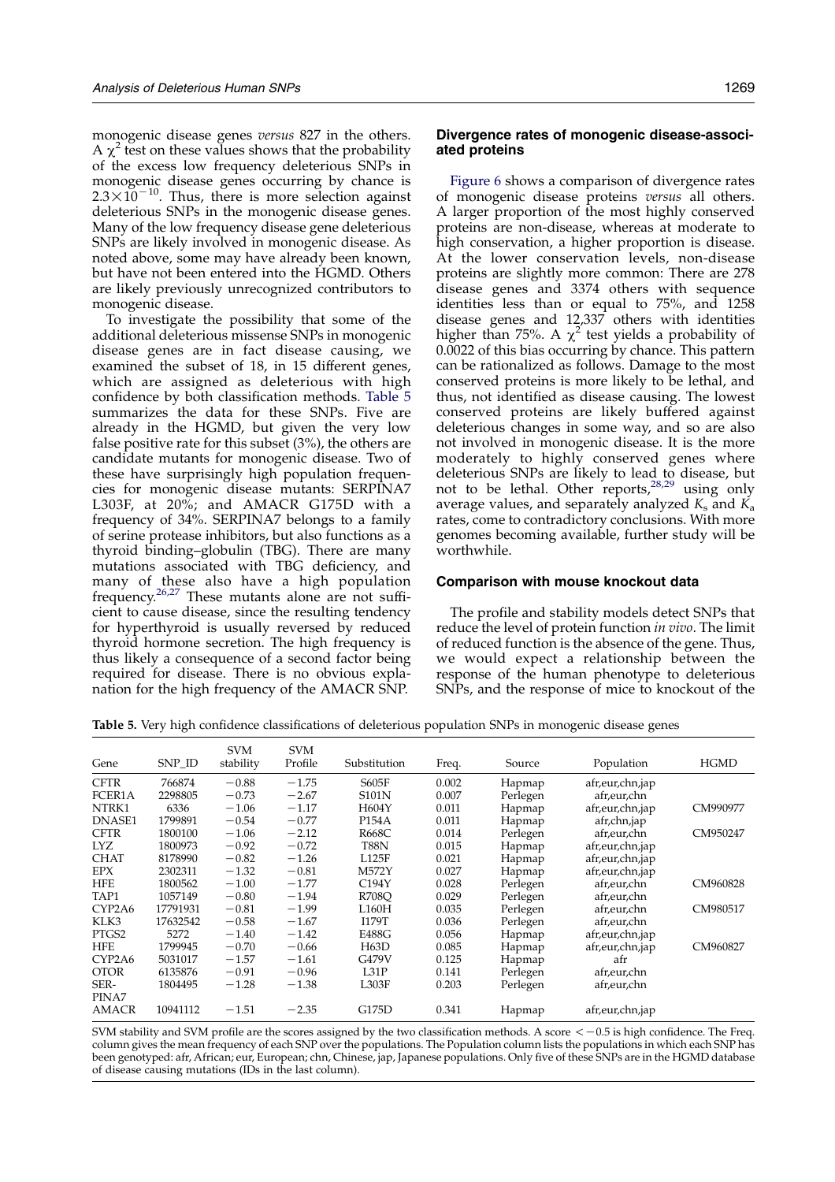monogenic disease genes *versus* 827 in the others. A $\chi^2$ test on these values shows that the probability of the excess low frequency deleterious SNPs in monogenic disease genes occurring by chance is $2.3\times10^{-10}$. Thus, there is more selection against deleterious SNPs in the monogenic disease genes. Many of the low frequency disease gene deleterious SNPs are likely involved in monogenic disease. As noted above, some may have already been known, but have not been entered into the HGMD. Others are likely previously unrecognized contributors to monogenic disease.

To investigate the possibility that some of the additional deleterious missense SNPs in monogenic disease genes are in fact disease causing, we examined the subset of 18, in 15 different genes, which are assigned as deleterious with high confidence by both classification methods. Table 5 summarizes the data for these SNPs. Five are already in the HGMD, but given the very low false positive rate for this subset (3%), the others are candidate mutants for monogenic disease. Two of these have surprisingly high population frequencies for monogenic disease mutants: SERPINA7 L303F, at 20%; and AMACR G175D with a frequency of 34%. SERPINA7 belongs to a family of serine protease inhibitors, but also functions as a thyroid binding–globulin (TBG). There are many mutations associated with TBG deficiency, and many of these also have a high population frequency.[26,27] These mutants alone are not sufficient to cause disease, since the resulting tendency for hyperthyroid is usually reversed by reduced thyroid hormone secretion. The high frequency is thus likely a consequence of a second factor being required for disease. There is no obvious explanation for the high frequency of the AMACR SNP.

### Divergence rates of monogenic disease-associated proteins

Figure 6 shows a comparison of divergence rates of monogenic disease proteins *versus* all others. A larger proportion of the most highly conserved proteins are non-disease, whereas at moderate to high conservation, a higher proportion is disease. At the lower conservation levels, non-disease proteins are slightly more common: There are 278 disease genes and 3374 others with sequence identities less than or equal to 75%, and 1258 disease genes and 12,337 others with identities higher than 75%. A $\chi^2$ test yields a probability of 0.0022 of this bias occurring by chance. This pattern can be rationalized as follows. Damage to the most conserved proteins is more likely to be lethal, and thus, not identified as disease causing. The lowest conserved proteins are likely buffered against deleterious changes in some way, and so are also not involved in monogenic disease. It is the more moderately to highly conserved genes where deleterious SNPs are likely to lead to disease, but not to be lethal. Other reports,[28,29] using only average values, and separately analyzed $K_s$ and $K_a$ rates, come to contradictory conclusions. With more genomes becoming available, further study will be worthwhile.

### Comparison with mouse knockout data

The profile and stability models detect SNPs that reduce the level of protein function *in vivo*. The limit of reduced function is the absence of the gene. Thus, we would expect a relationship between the response of the human phenotype to deleterious SNPs, and the response of mice to knockout of the

**Table 5.** Very high confidence classifications of deleterious population SNPs in monogenic disease genes

| Gene | SNP_ID | SVM stability | SVM Profile | Substitution | Freq. | Source | Population | HGMD |
|---|---|---|---|---|---|---|---|---|
| CFTR | 766874 | −0.88 | −1.75 | S605F | 0.002 | Hapmap | afr,eur,chn,jap | |
| FCER1A | 2298805 | −0.73 | −2.67 | S101N | 0.007 | Perlegen | afr,eur,chn | |
| NTRK1 | 6336 | −1.06 | −1.17 | H604Y | 0.011 | Hapmap | afr,eur,chn,jap | CM990977 |
| DNASE1 | 1799891 | −0.54 | −0.77 | P154A | 0.011 | Hapmap | afr,chn,jap | |
| CFTR | 1800100 | −1.06 | −2.12 | R668C | 0.014 | Perlegen | afr,eur,chn | CM950247 |
| LYZ | 1800973 | −0.92 | −0.72 | T88N | 0.015 | Hapmap | afr,eur,chn,jap | |
| CHAT | 8178990 | −0.82 | −1.26 | L125F | 0.021 | Hapmap | afr,eur,chn,jap | |
| EPX | 2302311 | −1.32 | −0.81 | M572Y | 0.027 | Hapmap | afr,eur,chn,jap | |
| HFE | 1800562 | −1.00 | −1.77 | C194Y | 0.028 | Perlegen | afr,eur,chn | CM960828 |
| TAP1 | 1057149 | −0.80 | −1.94 | R708Q | 0.029 | Perlegen | afr,eur,chn | |
| CYP2A6 | 17791931 | −0.81 | −1.99 | L160H | 0.035 | Perlegen | afr,eur,chn | CM980517 |
| KLK3 | 17632542 | −0.58 | −1.67 | I179T | 0.036 | Perlegen | afr,eur,chn | |
| PTGS2 | 5272 | −1.40 | −1.42 | E488G | 0.056 | Hapmap | afr,eur,chn,jap | |
| HFE | 1799945 | −0.70 | −0.66 | H63D | 0.085 | Hapmap | afr,eur,chn,jap | CM960827 |
| CYP2A6 | 5031017 | −1.57 | −1.61 | G479V | 0.125 | Hapmap | afr | |
| OTOR | 6135876 | −0.91 | −0.96 | L31P | 0.141 | Perlegen | afr,eur,chn | |
| SERPINA7 | 1804495 | −1.28 | −1.38 | L303F | 0.203 | Perlegen | afr,eur,chn | |
| AMACR | 10941112 | −1.51 | −2.35 | G175D | 0.341 | Hapmap | afr,eur,chn,jap | |

SVM stability and SVM profile are the scores assigned by the two classification methods. A score < −0.5 is high confidence. The Freq. column gives the mean frequency of each SNP over the populations. The Population column lists the populations in which each SNP has been genotyped: afr, African; eur, European; chn, Chinese, jap, Japanese populations. Only five of these SNPs are in the HGMD database of disease causing mutations (IDs in the last column).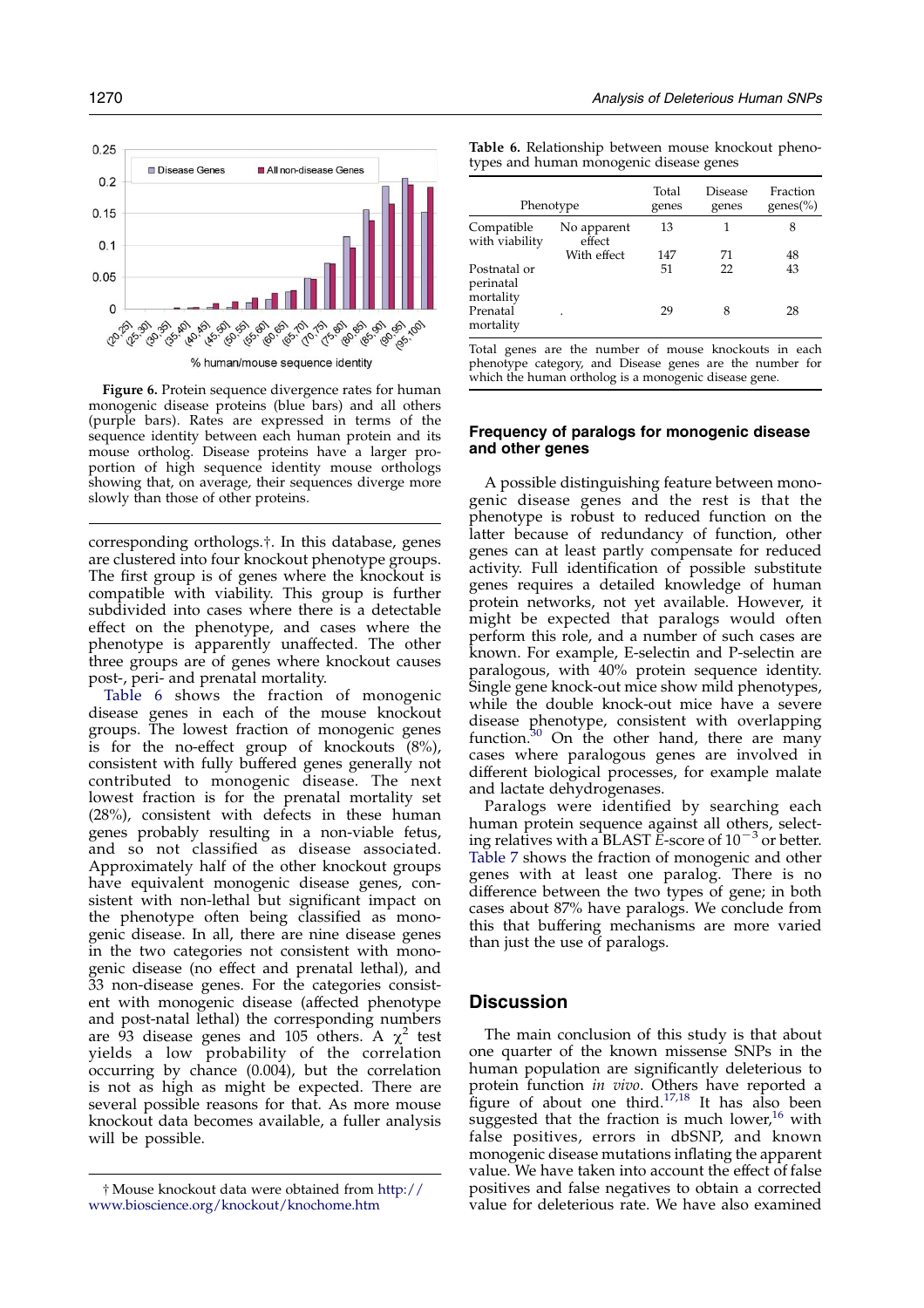Figure 6. Protein sequence divergence rates for human monogenic disease proteins (blue bars) and all others (purple bars). Rates are expressed in terms of the sequence identity between each human protein and its mouse ortholog. Disease proteins have a larger proportion of high sequence identity mouse orthologs showing that, on average, their sequences diverge more slowly than those of other proteins.

corresponding orthologs.†. In this database, genes are clustered into four knockout phenotype groups. The first group is of genes where the knockout is compatible with viability. This group is further subdivided into cases where there is a detectable effect on the phenotype, and cases where the phenotype is apparently unaffected. The other three groups are of genes where knockout causes post-, peri- and prenatal mortality.

Table 6 shows the fraction of monogenic disease genes in each of the mouse knockout groups. The lowest fraction of monogenic genes is for the no-effect group of knockouts (8%), consistent with fully buffered genes generally not contributed to monogenic disease. The next lowest fraction is for the prenatal mortality set (28%), consistent with defects in these human genes probably resulting in a non-viable fetus, and so not classified as disease associated. Approximately half of the other knockout groups have equivalent monogenic disease genes, consistent with non-lethal but significant impact on the phenotype often being classified as monogenic disease. In all, there are nine disease genes in the two categories not consistent with monogenic disease (no effect and prenatal lethal), and 33 non-disease genes. For the categories consistent with monogenic disease (affected phenotype and post-natal lethal) the corresponding numbers are 93 disease genes and 105 others. A $\chi^2$ test yields a low probability of the correlation occurring by chance (0.004), but the correlation is not as high as might be expected. There are several possible reasons for that. As more mouse knockout data becomes available, a fuller analysis will be possible.

† Mouse knockout data were obtained from http://www.bioscience.org/knockout/knochome.htm

**Table 6.** Relationship between mouse knockout phenotypes and human monogenic disease genes

| Phenotype | | Total genes | Disease genes | Fraction genes(%) |
|---|---|---|---|---|
| Compatible with viability | No apparent effect | 13 | 1 | 8 |
| | With effect | 147 | 71 | 48 |
| Postnatal or perinatal mortality | | 51 | 22 | 43 |
| Prenatal mortality | . | 29 | 8 | 28 |

Total genes are the number of mouse knockouts in each phenotype category, and Disease genes are the number for which the human ortholog is a monogenic disease gene.

### Frequency of paralogs for monogenic disease and other genes

A possible distinguishing feature between monogenic disease genes and the rest is that the phenotype is robust to reduced function on the latter because of redundancy of function, other genes can at least partly compensate for reduced activity. Full identification of possible substitute genes requires a detailed knowledge of human protein networks, not yet available. However, it might be expected that paralogs would often perform this role, and a number of such cases are known. For example, E-selectin and P-selectin are paralogous, with 40% protein sequence identity. Single gene knock-out mice show mild phenotypes, while the double knock-out mice have a severe disease phenotype, consistent with overlapping function.[30] On the other hand, there are many cases where paralogous genes are involved in different biological processes, for example malate and lactate dehydrogenases.

Paralogs were identified by searching each human protein sequence against all others, selecting relatives with a BLAST $E$-score of $10^{-3}$ or better. Table 7 shows the fraction of monogenic and other genes with at least one paralog. There is no difference between the two types of gene; in both cases about 87% have paralogs. We conclude from this that buffering mechanisms are more varied than just the use of paralogs.

## Discussion

The main conclusion of this study is that about one quarter of the known missense SNPs in the human population are significantly deleterious to protein function *in vivo*. Others have reported a figure of about one third.[17,18] It has also been suggested that the fraction is much lower,[16] with false positives, errors in dbSNP, and known monogenic disease mutations inflating the apparent value. We have taken into account the effect of false positives and false negatives to obtain a corrected value for deleterious rate. We have also examined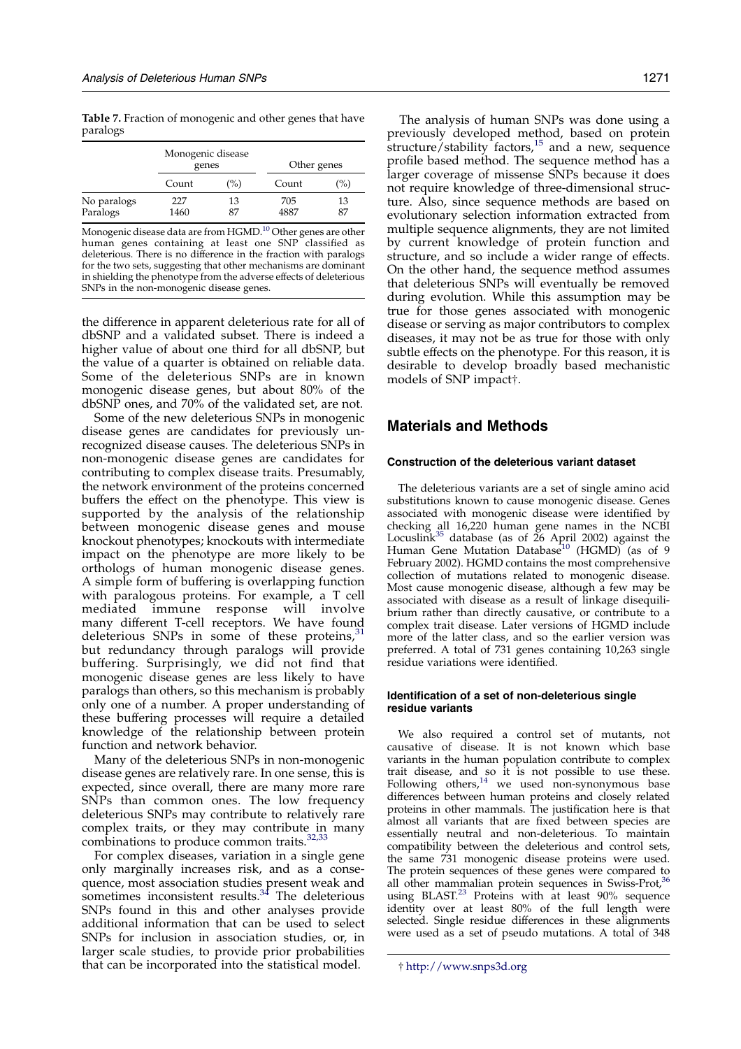**Table 7.** Fraction of monogenic and other genes that have paralogs

| | Monogenic disease genes | | Other genes | |
|---|---|---|---|---|
| | Count | (%) | Count | (%) |
| No paralogs | 227 | 13 | 705 | 13 |
| Paralogs | 1460 | 87 | 4887 | 87 |

Monogenic disease data are from HGMD.[10] Other genes are other human genes containing at least one SNP classified as deleterious. There is no difference in the fraction with paralogs for the two sets, suggesting that other mechanisms are dominant in shielding the phenotype from the adverse effects of deleterious SNPs in the non-monogenic disease genes.

the difference in apparent deleterious rate for all of dbSNP and a validated subset. There is indeed a higher value of about one third for all dbSNP, but the value of a quarter is obtained on reliable data. Some of the deleterious SNPs are in known monogenic disease genes, but about 80% of the dbSNP ones, and 70% of the validated set, are not.

Some of the new deleterious SNPs in monogenic disease genes are candidates for previously unrecognized disease causes. The deleterious SNPs in non-monogenic disease genes are candidates for contributing to complex disease traits. Presumably, the network environment of the proteins concerned buffers the effect on the phenotype. This view is supported by the analysis of the relationship between monogenic disease genes and mouse knockout phenotypes; knockouts with intermediate impact on the phenotype are more likely to be orthologs of human monogenic disease genes. A simple form of buffering is overlapping function with paralogous proteins. For example, a T cell mediated immune response will involve many different T-cell receptors. We have found deleterious SNPs in some of these proteins,[31] but redundancy through paralogs will provide buffering. Surprisingly, we did not find that monogenic disease genes are less likely to have paralogs than others, so this mechanism is probably only one of a number. A proper understanding of these buffering processes will require a detailed knowledge of the relationship between protein function and network behavior.

Many of the deleterious SNPs in non-monogenic disease genes are relatively rare. In one sense, this is expected, since overall, there are many more rare SNPs than common ones. The low frequency deleterious SNPs may contribute to relatively rare complex traits, or they may contribute in many combinations to produce common traits.[32,33]

For complex diseases, variation in a single gene only marginally increases risk, and as a consequence, most association studies present weak and sometimes inconsistent results.[34] The deleterious SNPs found in this and other analyses provide additional information that can be used to select SNPs for inclusion in association studies, or, in larger scale studies, to provide prior probabilities that can be incorporated into the statistical model.

The analysis of human SNPs was done using a previously developed method, based on protein structure/stability factors,[15] and a new, sequence profile based method. The sequence method has a larger coverage of missense SNPs because it does not require knowledge of three-dimensional structure. Also, since sequence methods are based on evolutionary selection information extracted from multiple sequence alignments, they are not limited by current knowledge of protein function and structure, and so include a wider range of effects. On the other hand, the sequence method assumes that deleterious SNPs will eventually be removed during evolution. While this assumption may be true for those genes associated with monogenic disease or serving as major contributors to complex diseases, it may not be as true for those with only subtle effects on the phenotype. For this reason, it is desirable to develop broadly based mechanistic models of SNP impact†.

## Materials and Methods

### Construction of the deleterious variant dataset

The deleterious variants are a set of single amino acid substitutions known to cause monogenic disease. Genes associated with monogenic disease were identified by checking all 16,220 human gene names in the NCBI Locuslink[35] database (as of 26 April 2002) against the Human Gene Mutation Database[10] (HGMD) (as of 9 February 2002). HGMD contains the most comprehensive collection of mutations related to monogenic disease. Most cause monogenic disease, although a few may be associated with disease as a result of linkage disequilibrium rather than directly causative, or contribute to a complex trait disease. Later versions of HGMD include more of the latter class, and so the earlier version was preferred. A total of 731 genes containing 10,263 single residue variations were identified.

### Identification of a set of non-deleterious single residue variants

We also required a control set of mutants, not causative of disease. It is not known which base variants in the human population contribute to complex trait disease, and so it is not possible to use these. Following others,[14] we used non-synonymous base differences between human proteins and closely related proteins in other mammals. The justification here is that almost all variants that are fixed between species are essentially neutral and non-deleterious. To maintain compatibility between the deleterious and control sets, the same 731 monogenic disease proteins were used. The protein sequences of these genes were compared to all other mammalian protein sequences in Swiss-Prot,[36] using BLAST.[23] Proteins with at least 90% sequence identity over at least 80% of the full length were selected. Single residue differences in these alignments were used as a set of pseudo mutations. A total of 348

† http://www.snps3d.org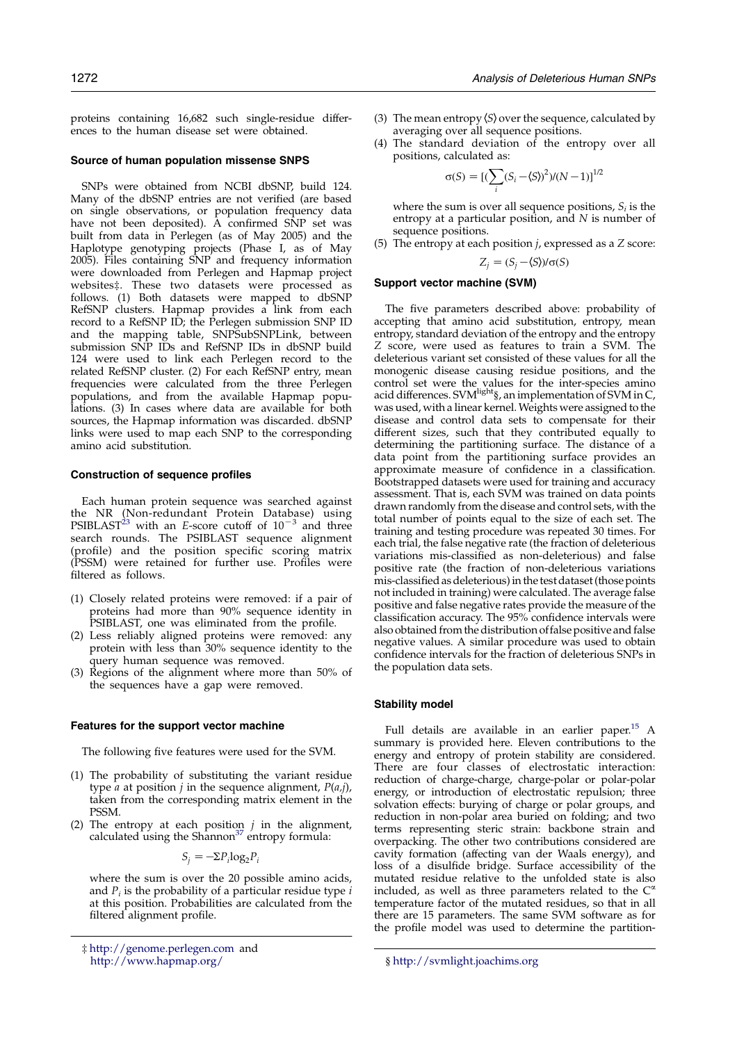proteins containing 16,682 such single-residue differences to the human disease set were obtained.

### Source of human population missense SNPS

SNPs were obtained from NCBI dbSNP, build 124. Many of the dbSNP entries are not verified (are based on single observations, or population frequency data have not been deposited). A confirmed SNP set was built from data in Perlegen (as of May 2005) and the Haplotype genotyping projects (Phase I, as of May 2005). Files containing SNP and frequency information were downloaded from Perlegen and Hapmap project websites‡. These two datasets were processed as follows. (1) Both datasets were mapped to dbSNP RefSNP clusters. Hapmap provides a link from each record to a RefSNP ID; the Perlegen submission SNP ID and the mapping table, SNPSubSNPLink, between submission SNP IDs and RefSNP IDs in dbSNP build 124 were used to link each Perlegen record to the related RefSNP cluster. (2) For each RefSNP entry, mean frequencies were calculated from the three Perlegen populations, and from the available Hapmap populations. (3) In cases where data are available for both sources, the Hapmap information was discarded. dbSNP links were used to map each SNP to the corresponding amino acid substitution.

### Construction of sequence profiles

Each human protein sequence was searched against the NR (Non-redundant Protein Database) using PSIBLAST[23] with an *E*-score cutoff of $10^{-3}$ and three search rounds. The PSIBLAST sequence alignment (profile) and the position specific scoring matrix (PSSM) were retained for further use. Profiles were filtered as follows.

(1) Closely related proteins were removed: if a pair of proteins had more than 90% sequence identity in PSIBLAST, one was eliminated from the profile.
(2) Less reliably aligned proteins were removed: any protein with less than 30% sequence identity to the query human sequence was removed.
(3) Regions of the alignment where more than 50% of the sequences have a gap were removed.

### Features for the support vector machine

The following five features were used for the SVM.

(1) The probability of substituting the variant residue type *a* at position *j* in the sequence alignment, $P(a,j)$, taken from the corresponding matrix element in the PSSM.
(2) The entropy at each position *j* in the alignment, calculated using the Shannon[37] entropy formula:

$$S_j = -\Sigma P_i \log_2 P_i$$

where the sum is over the 20 possible amino acids, and $P_i$ is the probability of a particular residue type *i* at this position. Probabilities are calculated from the filtered alignment profile.

(3) The mean entropy $\langle S \rangle$ over the sequence, calculated by averaging over all sequence positions.
(4) The standard deviation of the entropy over all positions, calculated as:

$$\sigma(S) = [(\sum_i (S_i - \langle S \rangle)^2)/(N-1)]^{1/2}$$

where the sum is over all sequence positions, $S_i$ is the entropy at a particular position, and $N$ is number of sequence positions.
(5) The entropy at each position *j*, expressed as a *Z* score:

$$Z_j = (S_j - \langle S \rangle)/\sigma(S)$$

### Support vector machine (SVM)

The five parameters described above: probability of accepting that amino acid substitution, entropy, mean entropy, standard deviation of the entropy and the entropy *Z* score, were used as features to train a SVM. The deleterious variant set consisted of these values for all the monogenic disease causing residue positions, and the control set were the values for the inter-species amino acid differences. $\text{SVM}^{\text{light}}$§, an implementation of SVM in C, was used, with a linear kernel. Weights were assigned to the disease and control data sets to compensate for their different sizes, such that they contributed equally to determining the partitioning surface. The distance of a data point from the partitioning surface provides an approximate measure of confidence in a classification. Bootstrapped datasets were used for training and accuracy assessment. That is, each SVM was trained on data points drawn randomly from the disease and control sets, with the total number of points equal to the size of each set. The training and testing procedure was repeated 30 times. For each trial, the false negative rate (the fraction of deleterious variations mis-classified as non-deleterious) and false positive rate (the fraction of non-deleterious variations mis-classified as deleterious) in the test dataset (those points not included in training) were calculated. The average false positive and false negative rates provide the measure of the classification accuracy. The 95% confidence intervals were also obtained from the distribution of false positive and false negative values. A similar procedure was used to obtain confidence intervals for the fraction of deleterious SNPs in the population data sets.

### Stability model

Full details are available in an earlier paper.[15] A summary is provided here. Eleven contributions to the energy and entropy of protein stability are considered. There are four classes of electrostatic interaction: reduction of charge-charge, charge-polar or polar-polar energy, or introduction of electrostatic repulsion; three solvation effects: burying of charge or polar groups, and reduction in non-polar area buried on folding; and two terms representing steric strain: backbone strain and overpacking. The other two contributions considered are cavity formation (affecting van der Waals energy), and loss of a disulfide bridge. Surface accessibility of the mutated residue relative to the unfolded state is also included, as well as three parameters related to the $C^{\alpha}$ temperature factor of the mutated residues, so that in all there are 15 parameters. The same SVM software as for the profile model was used to determine the partition-

‡ http://genome.perlegen.com and http://www.hapmap.org/

§ http://svmlight.joachims.org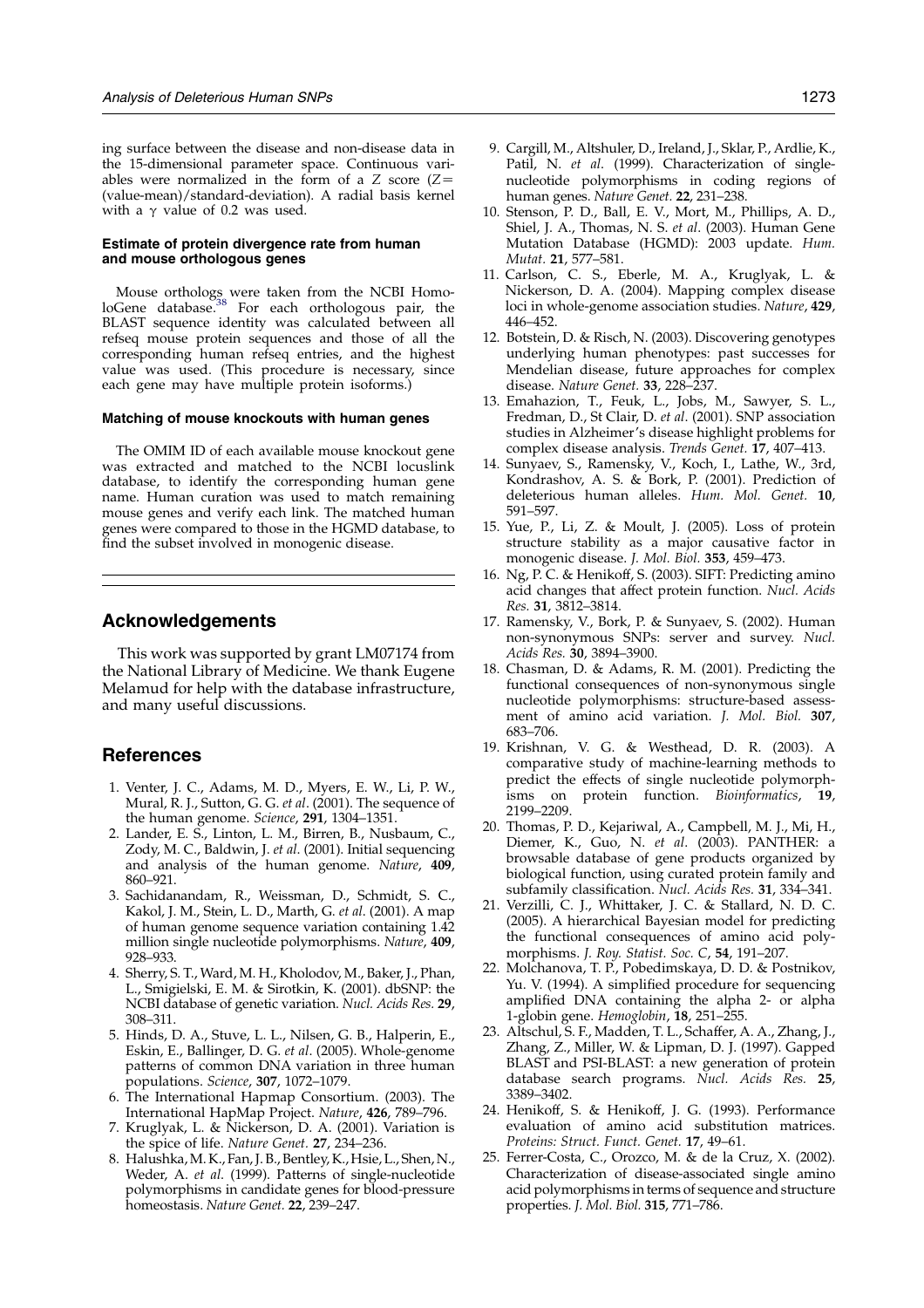ing surface between the disease and non-disease data in the 15-dimensional parameter space. Continuous variables were normalized in the form of a Z score ($Z=$ (value-mean)/standard-deviation). A radial basis kernel with a $\gamma$ value of 0.2 was used.

#### Estimate of protein divergence rate from human and mouse orthologous genes

Mouse orthologs were taken from the NCBI HomoloGene database.[38] For each orthologous pair, the BLAST sequence identity was calculated between all refseq mouse protein sequences and those of all the corresponding human refseq entries, and the highest value was used. (This procedure is necessary, since each gene may have multiple protein isoforms.)

#### Matching of mouse knockouts with human genes

The OMIM ID of each available mouse knockout gene was extracted and matched to the NCBI locuslink database, to identify the corresponding human gene name. Human curation was used to match remaining mouse genes and verify each link. The matched human genes were compared to those in the HGMD database, to find the subset involved in monogenic disease.

## Acknowledgements

This work was supported by grant LM07174 from the National Library of Medicine. We thank Eugene Melamud for help with the database infrastructure, and many useful discussions.

## References

1. Venter, J. C., Adams, M. D., Myers, E. W., Li, P. W., Mural, R. J., Sutton, G. G. *et al*. (2001). The sequence of the human genome. *Science*, **291**, 1304–1351.
2. Lander, E. S., Linton, L. M., Birren, B., Nusbaum, C., Zody, M. C., Baldwin, J. *et al*. (2001). Initial sequencing and analysis of the human genome. *Nature*, **409**, 860–921.
3. Sachidanandam, R., Weissman, D., Schmidt, S. C., Kakol, J. M., Stein, L. D., Marth, G. *et al*. (2001). A map of human genome sequence variation containing 1.42 million single nucleotide polymorphisms. *Nature*, **409**, 928–933.
4. Sherry, S. T., Ward, M. H., Kholodov, M., Baker, J., Phan, L., Smigielski, E. M. & Sirotkin, K. (2001). dbSNP: the NCBI database of genetic variation. *Nucl. Acids Res.* **29**, 308–311.
5. Hinds, D. A., Stuve, L. L., Nilsen, G. B., Halperin, E., Eskin, E., Ballinger, D. G. *et al*. (2005). Whole-genome patterns of common DNA variation in three human populations. *Science*, **307**, 1072–1079.
6. The International Hapmap Consortium. (2003). The International HapMap Project. *Nature*, **426**, 789–796.
7. Kruglyak, L. & Nickerson, D. A. (2001). Variation is the spice of life. *Nature Genet.* **27**, 234–236.
8. Halushka, M. K., Fan, J. B., Bentley, K., Hsie, L., Shen, N., Weder, A. *et al*. (1999). Patterns of single-nucleotide polymorphisms in candidate genes for blood-pressure homeostasis. *Nature Genet.* **22**, 239–247.
9. Cargill, M., Altshuler, D., Ireland, J., Sklar, P., Ardlie, K., Patil, N. *et al*. (1999). Characterization of single-nucleotide polymorphisms in coding regions of human genes. *Nature Genet.* **22**, 231–238.
10. Stenson, P. D., Ball, E. V., Mort, M., Phillips, A. D., Shiel, J. A., Thomas, N. S. *et al*. (2003). Human Gene Mutation Database (HGMD): 2003 update. *Hum. Mutat.* **21**, 577–581.
11. Carlson, C. S., Eberle, M. A., Kruglyak, L. & Nickerson, D. A. (2004). Mapping complex disease loci in whole-genome association studies. *Nature*, **429**, 446–452.
12. Botstein, D. & Risch, N. (2003). Discovering genotypes underlying human phenotypes: past successes for Mendelian disease, future approaches for complex disease. *Nature Genet.* **33**, 228–237.
13. Emahazion, T., Feuk, L., Jobs, M., Sawyer, S. L., Fredman, D., St Clair, D. *et al*. (2001). SNP association studies in Alzheimer's disease highlight problems for complex disease analysis. *Trends Genet.* **17**, 407–413.
14. Sunyaev, S., Ramensky, V., Koch, I., Lathe, W., 3rd, Kondrashov, A. S. & Bork, P. (2001). Prediction of deleterious human alleles. *Hum. Mol. Genet.* **10**, 591–597.
15. Yue, P., Li, Z. & Moult, J. (2005). Loss of protein structure stability as a major causative factor in monogenic disease. *J. Mol. Biol.* **353**, 459–473.
16. Ng, P. C. & Henikoff, S. (2003). SIFT: Predicting amino acid changes that affect protein function. *Nucl. Acids Res.* **31**, 3812–3814.
17. Ramensky, V., Bork, P. & Sunyaev, S. (2002). Human non-synonymous SNPs: server and survey. *Nucl. Acids Res.* **30**, 3894–3900.
18. Chasman, D. & Adams, R. M. (2001). Predicting the functional consequences of non-synonymous single nucleotide polymorphisms: structure-based assessment of amino acid variation. *J. Mol. Biol.* **307**, 683–706.
19. Krishnan, V. G. & Westhead, D. R. (2003). A comparative study of machine-learning methods to predict the effects of single nucleotide polymorphisms on protein function. *Bioinformatics*, **19**, 2199–2209.
20. Thomas, P. D., Kejariwal, A., Campbell, M. J., Mi, H., Diemer, K., Guo, N. *et al*. (2003). PANTHER: a browsable database of gene products organized by biological function, using curated protein family and subfamily classification. *Nucl. Acids Res.* **31**, 334–341.
21. Verzilli, C. J., Whittaker, J. C. & Stallard, N. D. C. (2005). A hierarchical Bayesian model for predicting the functional consequences of amino acid polymorphisms. *J. Roy. Statist. Soc. C*, **54**, 191–207.
22. Molchanova, T. P., Pobedimskaya, D. D. & Postnikov, Yu. V. (1994). A simplified procedure for sequencing amplified DNA containing the alpha 2- or alpha 1-globin gene. *Hemoglobin*, **18**, 251–255.
23. Altschul, S. F., Madden, T. L., Schaffer, A. A., Zhang, J., Zhang, Z., Miller, W. & Lipman, D. J. (1997). Gapped BLAST and PSI-BLAST: a new generation of protein database search programs. *Nucl. Acids Res.* **25**, 3389–3402.
24. Henikoff, S. & Henikoff, J. G. (1993). Performance evaluation of amino acid substitution matrices. *Proteins: Struct. Funct. Genet.* **17**, 49–61.
25. Ferrer-Costa, C., Orozco, M. & de la Cruz, X. (2002). Characterization of disease-associated single amino acid polymorphisms in terms of sequence and structure properties. *J. Mol. Biol.* **315**, 771–786.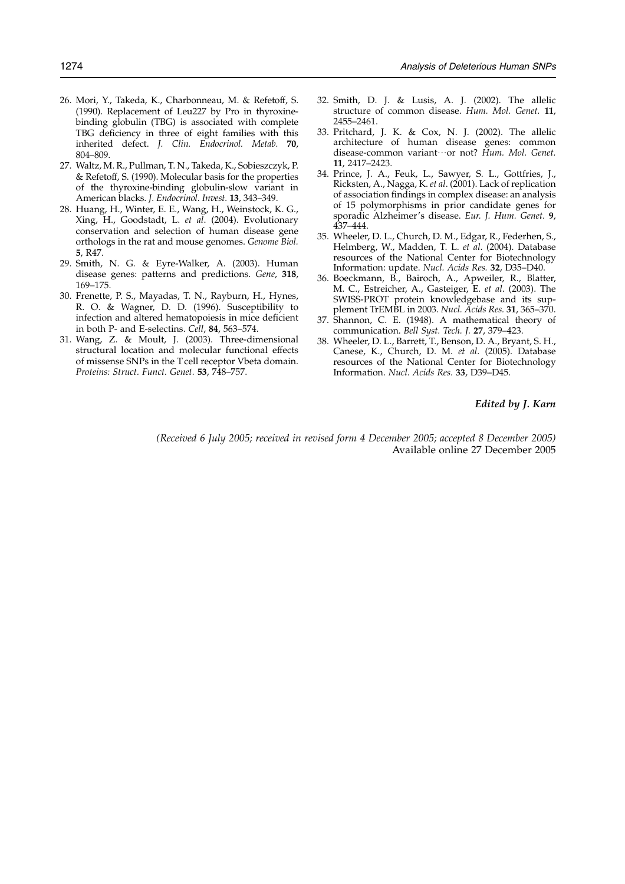26. Mori, Y., Takeda, K., Charbonneau, M. & Refetoff, S. (1990). Replacement of Leu227 by Pro in thyroxine-binding globulin (TBG) is associated with complete TBG deficiency in three of eight families with this inherited defect. *J. Clin. Endocrinol. Metab.* **70**, 804–809.
27. Waltz, M. R., Pullman, T. N., Takeda, K., Sobieszczyk, P. & Refetoff, S. (1990). Molecular basis for the properties of the thyroxine-binding globulin-slow variant in American blacks. *J. Endocrinol. Invest.* **13**, 343–349.
28. Huang, H., Winter, E. E., Wang, H., Weinstock, K. G., Xing, H., Goodstadt, L. *et al*. (2004). Evolutionary conservation and selection of human disease gene orthologs in the rat and mouse genomes. *Genome Biol.* **5**, R47.
29. Smith, N. G. & Eyre-Walker, A. (2003). Human disease genes: patterns and predictions. *Gene*, **318**, 169–175.
30. Frenette, P. S., Mayadas, T. N., Rayburn, H., Hynes, R. O. & Wagner, D. D. (1996). Susceptibility to infection and altered hematopoiesis in mice deficient in both P- and E-selectins. *Cell*, **84**, 563–574.
31. Wang, Z. & Moult, J. (2003). Three-dimensional structural location and molecular functional effects of missense SNPs in the T cell receptor Vbeta domain. *Proteins: Struct. Funct. Genet.* **53**, 748–757.
32. Smith, D. J. & Lusis, A. J. (2002). The allelic structure of common disease. *Hum. Mol. Genet.* **11**, 2455–2461.
33. Pritchard, J. K. & Cox, N. J. (2002). The allelic architecture of human disease genes: common disease-common variant…or not? *Hum. Mol. Genet.* **11**, 2417–2423.
34. Prince, J. A., Feuk, L., Sawyer, S. L., Gottfries, J., Ricksten, A., Nagga, K. *et al*. (2001). Lack of replication of association findings in complex disease: an analysis of 15 polymorphisms in prior candidate genes for sporadic Alzheimer's disease. *Eur. J. Hum. Genet.* **9**, 437–444.
35. Wheeler, D. L., Church, D. M., Edgar, R., Federhen, S., Helmberg, W., Madden, T. L. *et al*. (2004). Database resources of the National Center for Biotechnology Information: update. *Nucl. Acids Res.* **32**, D35–D40.
36. Boeckmann, B., Bairoch, A., Apweiler, R., Blatter, M. C., Estreicher, A., Gasteiger, E. *et al*. (2003). The SWISS-PROT protein knowledgebase and its supplement TrEMBL in 2003. *Nucl. Acids Res.* **31**, 365–370.
37. Shannon, C. E. (1948). A mathematical theory of communication. *Bell Syst. Tech. J.* **27**, 379–423.
38. Wheeler, D. L., Barrett, T., Benson, D. A., Bryant, S. H., Canese, K., Church, D. M. *et al*. (2005). Database resources of the National Center for Biotechnology Information. *Nucl. Acids Res.* **33**, D39–D45.

***Edited by J. Karn***

*(Received 6 July 2005; received in revised form 4 December 2005; accepted 8 December 2005)*
Available online 27 December 2005